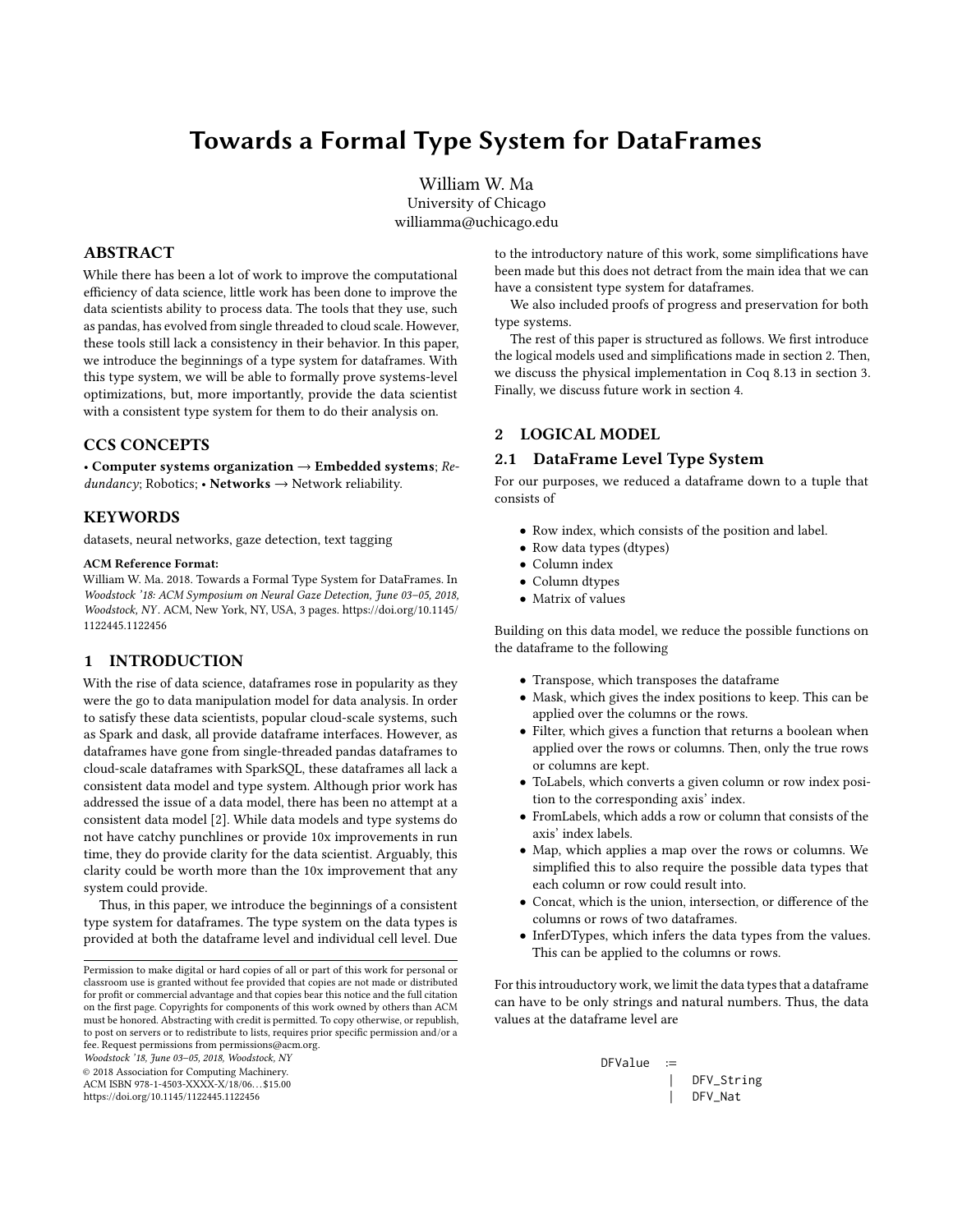# Towards a Formal Type System for DataFrames

William W. Ma
University of Chicago
williamma@uchicago.edu

## ABSTRACT

While there has been a lot of work to improve the computational efficiency of data science, little work has been done to improve the data scientists ability to process data. The tools that they use, such as pandas, has evolved from single threaded to cloud scale. However, these tools still lack a consistency in their behavior. In this paper, we introduce the beginnings of a type system for dataframes. With this type system, we will be able to formally prove systems-level optimizations, but, more importantly, provide the data scientist with a consistent type system for them to do their analysis on.

## CCS CONCEPTS

• **Computer systems organization → Embedded systems**; *Redundancy*; Robotics; • **Networks** → Network reliability.

## KEYWORDS

datasets, neural networks, gaze detection, text tagging

**ACM Reference Format:**
William W. Ma. 2018. Towards a Formal Type System for DataFrames. In *Woodstock '18: ACM Symposium on Neural Gaze Detection, June 03–05, 2018, Woodstock, NY*. ACM, New York, NY, USA, 3 pages. https://doi.org/10.1145/1122445.1122456

## 1 INTRODUCTION

With the rise of data science, dataframes rose in popularity as they were the go to data manipulation model for data analysis. In order to satisfy these data scientists, popular cloud-scale systems, such as Spark and dask, all provide dataframe interfaces. However, as dataframes have gone from single-threaded pandas dataframes to cloud-scale dataframes with SparkSQL, these dataframes all lack a consistent data model and type system. Although prior work has addressed the issue of a data model, there has been no attempt at a consistent data model [2]. While data models and type systems do not have catchy punchlines or provide 10x improvements in run time, they do provide clarity for the data scientist. Arguably, this clarity could be worth more than the 10x improvement that any system could provide.

Thus, in this paper, we introduce the beginnings of a consistent type system for dataframes. The type system on the data types is provided at both the dataframe level and individual cell level. Due to the introductory nature of this work, some simplifications have been made but this does not detract from the main idea that we can have a consistent type system for dataframes.

We also included proofs of progress and preservation for both type systems.

The rest of this paper is structured as follows. We first introduce the logical models used and simplifications made in section 2. Then, we discuss the physical implementation in Coq 8.13 in section 3. Finally, we discuss future work in section 4.

Permission to make digital or hard copies of all or part of this work for personal or classroom use is granted without fee provided that copies are not made or distributed for profit or commercial advantage and that copies bear this notice and the full citation on the first page. Copyrights for components of this work owned by others than ACM must be honored. Abstracting with credit is permitted. To copy otherwise, or republish, to post on servers or to redistribute to lists, requires prior specific permission and/or a fee. Request permissions from permissions@acm.org.
*Woodstock '18, June 03–05, 2018, Woodstock, NY*
© 2018 Association for Computing Machinery.
ACM ISBN 978-1-4503-XXXX-X/18/06…$15.00
https://doi.org/10.1145/1122445.1122456

## 2 LOGICAL MODEL

### 2.1 DataFrame Level Type System

For our purposes, we reduced a dataframe down to a tuple that consists of

- Row index, which consists of the position and label.
- Row data types (dtypes)
- Column index
- Column dtypes
- Matrix of values

Building on this data model, we reduce the possible functions on the dataframe to the following

- Transpose, which transposes the dataframe
- Mask, which gives the index positions to keep. This can be applied over the columns or the rows.
- Filter, which gives a function that returns a boolean when applied over the rows or columns. Then, only the true rows or columns are kept.
- ToLabels, which converts a given column or row index position to the corresponding axis' index.
- FromLabels, which adds a row or column that consists of the axis' index labels.
- Map, which applies a map over the rows or columns. We simplified this to also require the possible data types that each column or row could result into.
- Concat, which is the union, intersection, or difference of the columns or rows of two dataframes.
- InferDTypes, which infers the data types from the values. This can be applied to the columns or rows.

For this introuductory work, we limit the data types that a dataframe can have to be only strings and natural numbers. Thus, the data values at the dataframe level are

```
DFValue  :=
         |  DFV_String
         |  DFV_Nat
```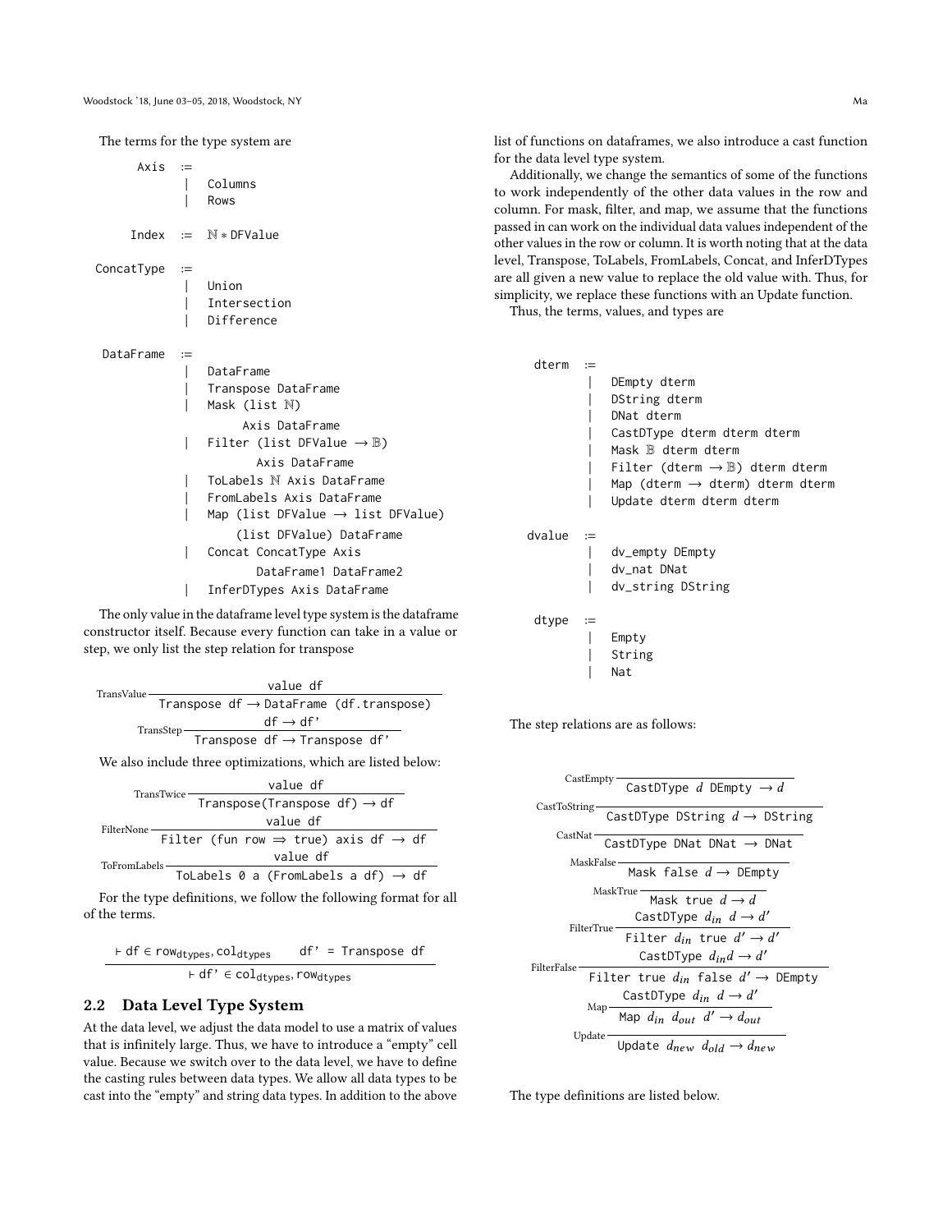The terms for the type system are

```
Axis       :=
             |  Columns
             |  Rows

Index      :=  ℕ * DFValue

ConcatType :=
             |  Union
             |  Intersection
             |  Difference

DataFrame  :=
             |  DataFrame
             |  Transpose DataFrame
             |  Mask (list ℕ)
                    Axis DataFrame
             |  Filter (list DFValue → 𝔹)
                    Axis DataFrame
             |  ToLabels ℕ Axis DataFrame
             |  FromLabels Axis DataFrame
             |  Map (list DFValue → list DFValue)
                    (list DFValue) DataFrame
             |  Concat ConcatType Axis
                    DataFrame1 DataFrame2
             |  InferDTypes Axis DataFrame
```

The only value in the dataframe level type system is the dataframe constructor itself. Because every function can take in a value or step, we only list the step relation for transpose

$$\text{TransValue}\ \frac{\texttt{value df}}{\texttt{Transpose df} \rightarrow \texttt{DataFrame (df.transpose)}}$$

$$\text{TransStep}\ \frac{\texttt{df} \rightarrow \texttt{df'}}{\texttt{Transpose df} \rightarrow \texttt{Transpose df'}}$$

We also include three optimizations, which are listed below:

$$\text{TransTwice}\ \frac{\texttt{value df}}{\texttt{Transpose(Transpose df)} \rightarrow \texttt{df}}$$

$$\text{FilterNone}\ \frac{\texttt{value df}}{\texttt{Filter (fun row} \Rightarrow \texttt{true) axis df} \rightarrow \texttt{df}}$$

$$\text{ToFromLabels}\ \frac{\texttt{value df}}{\texttt{ToLabels 0 a (FromLabels a df)} \rightarrow \texttt{df}}$$

For the type definitions, we follow the following format for all of the terms.

$$\frac{\vdash \texttt{df} \in \texttt{row}_{\texttt{dtypes}}, \texttt{col}_{\texttt{dtypes}} \qquad \texttt{df' = Transpose df}}{\vdash \texttt{df'} \in \texttt{col}_{\texttt{dtypes}}, \texttt{row}_{\texttt{dtypes}}}$$

## 2.2 Data Level Type System

At the data level, we adjust the data model to use a matrix of values that is infinitely large. Thus, we have to introduce a "empty" cell value. Because we switch over to the data level, we have to define the casting rules between data types. We allow all data types to be cast into the "empty" and string data types. In addition to the above list of functions on dataframes, we also introduce a cast function for the data level type system.

Additionally, we change the semantics of some of the functions to work independently of the other data values in the row and column. For mask, filter, and map, we assume that the functions passed in can work on the individual data values independent of the other values in the row or column. It is worth noting that at the data level, Transpose, ToLabels, FromLabels, Concat, and InferDTypes are all given a new value to replace the old value with. Thus, for simplicity, we replace these functions with an Update function.

Thus, the terms, values, and types are

```
dterm  :=
         |  DEmpty dterm
         |  DString dterm
         |  DNat dterm
         |  CastDType dterm dterm dterm
         |  Mask 𝔹 dterm dterm
         |  Filter (dterm → 𝔹) dterm dterm
         |  Map (dterm → dterm) dterm dterm
         |  Update dterm dterm dterm

dvalue :=
         |  dv_empty DEmpty
         |  dv_nat DNat
         |  dv_string DString

dtype  :=
         |  Empty
         |  String
         |  Nat
```

The step relations are as follows:

$$\text{CastEmpty}\ \frac{}{\texttt{CastDType}\ d\ \texttt{DEmpty} \rightarrow d}$$

$$\text{CastToString}\ \frac{}{\texttt{CastDType DString}\ d \rightarrow \texttt{DString}}$$

$$\text{CastNat}\ \frac{}{\texttt{CastDType DNat DNat} \rightarrow \texttt{DNat}}$$

$$\text{MaskFalse}\ \frac{}{\texttt{Mask false}\ d \rightarrow \texttt{DEmpty}}$$

$$\text{MaskTrue}\ \frac{}{\texttt{Mask true}\ d \rightarrow d}$$

$$\text{FilterTrue}\ \frac{\texttt{CastDType}\ d_{in}\ \ d \rightarrow d'}{\texttt{Filter}\ d_{in}\ \texttt{true}\ d' \rightarrow d'}$$

$$\text{FilterFalse}\ \frac{\texttt{CastDType}\ d_{in} d \rightarrow d'}{\texttt{Filter true}\ d_{in}\ \texttt{false}\ d' \rightarrow \texttt{DEmpty}}$$

$$\text{Map}\ \frac{\texttt{CastDType}\ d_{in}\ \ d \rightarrow d'}{\texttt{Map}\ d_{in}\ \ d_{out}\ \ d' \rightarrow d_{out}}$$

$$\text{Update}\ \frac{}{\texttt{Update}\ d_{new}\ \ d_{old} \rightarrow d_{new}}$$

The type definitions are listed below.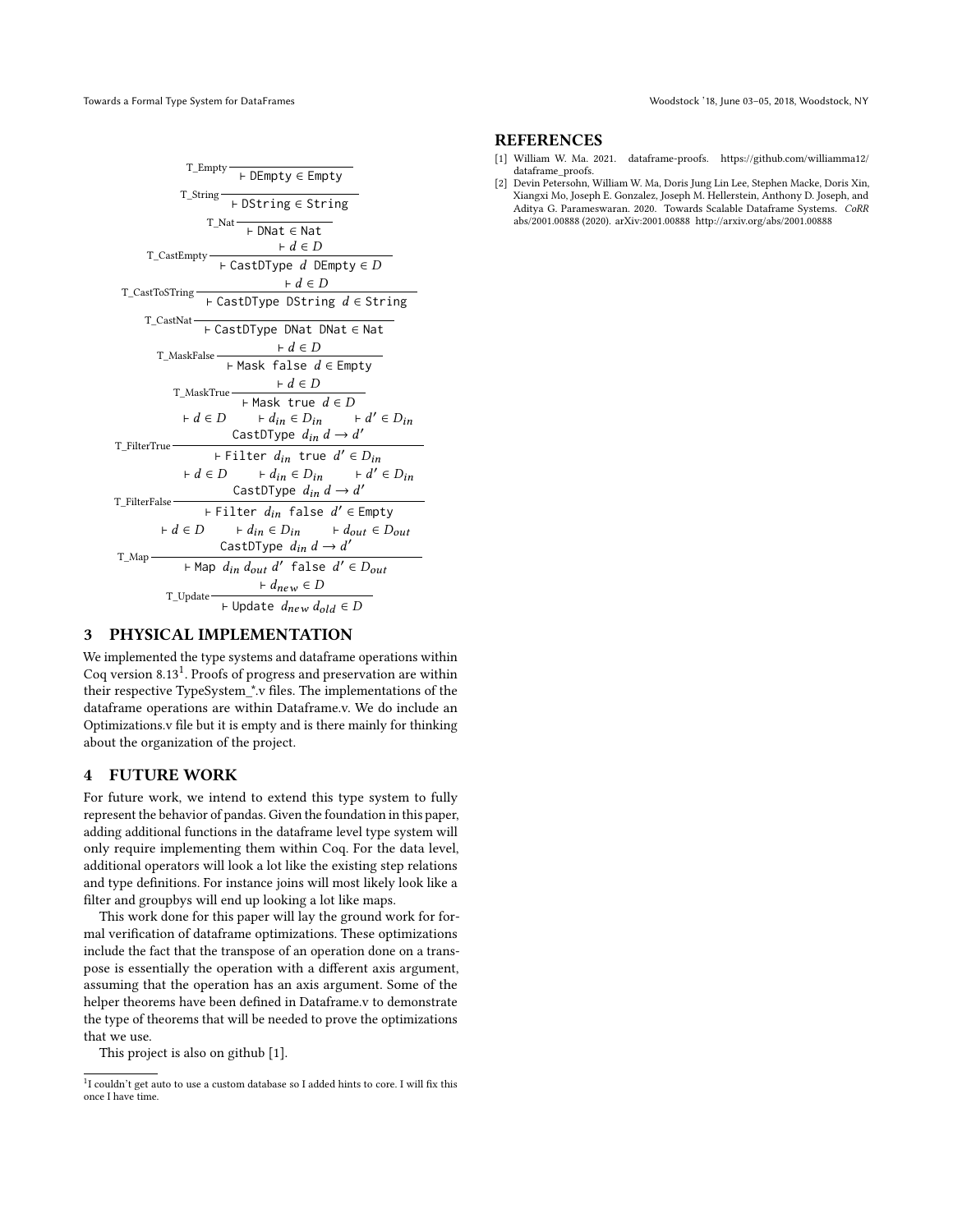$$\text{T\_Empty}\ \frac{}{\vdash \texttt{DEmpty} \in \texttt{Empty}}$$

$$\text{T\_String}\ \frac{}{\vdash \texttt{DString} \in \texttt{String}}$$

$$\text{T\_Nat}\ \frac{}{\vdash \texttt{DNat} \in \texttt{Nat}}$$

$$\text{T\_CastEmpty}\ \frac{\vdash d \in D}{\vdash \texttt{CastDType}\ d\ \texttt{DEmpty} \in D}$$

$$\text{T\_CastToSTring}\ \frac{\vdash d \in D}{\vdash \texttt{CastDType DString}\ d \in \texttt{String}}$$

$$\text{T\_CastNat}\ \frac{}{\vdash \texttt{CastDType DNat DNat} \in \texttt{Nat}}$$

$$\text{T\_MaskFalse}\ \frac{\vdash d \in D}{\vdash \texttt{Mask false}\ d \in \texttt{Empty}}$$

$$\text{T\_MaskTrue}\ \frac{\vdash d \in D}{\vdash \texttt{Mask true}\ d \in D}$$

$$\text{T\_FilterTrue}\ \frac{\vdash d \in D \quad \vdash d_{in} \in D_{in} \quad \vdash d' \in D_{in} \quad \texttt{CastDType}\ d_{in}\ d \rightarrow d'}{\vdash \texttt{Filter}\ d_{in}\ \texttt{true}\ d' \in D_{in}}$$

$$\text{T\_FilterFalse}\ \frac{\vdash d \in D \quad \vdash d_{in} \in D_{in} \quad \vdash d' \in D_{in} \quad \texttt{CastDType}\ d_{in}\ d \rightarrow d'}{\vdash \texttt{Filter}\ d_{in}\ \texttt{false}\ d' \in \texttt{Empty}}$$

$$\text{T\_Map}\ \frac{\vdash d \in D \quad \vdash d_{in} \in D_{in} \quad \vdash d_{out} \in D_{out} \quad \texttt{CastDType}\ d_{in}\ d \rightarrow d'}{\vdash \texttt{Map}\ d_{in}\ d_{out}\ d'\ \texttt{false}\ d' \in D_{out}}$$

$$\text{T\_Update}\ \frac{\vdash d_{new} \in D}{\vdash \texttt{Update}\ d_{new}\ d_{old} \in D}$$

## 3 PHYSICAL IMPLEMENTATION

We implemented the type systems and dataframe operations within Coq version 8.13[1]. Proofs of progress and preservation are within their respective TypeSystem_*.v files. The implementations of the dataframe operations are within Dataframe.v. We do include an Optimizations.v file but it is empty and is there mainly for thinking about the organization of the project.

## 4 FUTURE WORK

For future work, we intend to extend this type system to fully represent the behavior of pandas. Given the foundation in this paper, adding additional functions in the dataframe level type system will only require implementing them within Coq. For the data level, additional operators will look a lot like the existing step relations and type definitions. For instance joins will most likely look like a filter and groupbys will end up looking a lot like maps.

This work done for this paper will lay the ground work for formal verification of dataframe optimizations. These optimizations include the fact that the transpose of an operation done on a transpose is essentially the operation with a different axis argument, assuming that the operation has an axis argument. Some of the helper theorems have been defined in Dataframe.v to demonstrate the type of theorems that will be needed to prove the optimizations that we use.

This project is also on github [1].

[1] I couldn't get auto to use a custom database so I added hints to core. I will fix this once I have time.

## REFERENCES

[1] William W. Ma. 2021. dataframe-proofs. https://github.com/williamma12/dataframe_proofs.

[2] Devin Petersohn, William W. Ma, Doris Jung Lin Lee, Stephen Macke, Doris Xin, Xiangxi Mo, Joseph E. Gonzalez, Joseph M. Hellerstein, Anthony D. Joseph, and Aditya G. Parameswaran. 2020. Towards Scalable Dataframe Systems. *CoRR* abs/2001.00888 (2020). arXiv:2001.00888 http://arxiv.org/abs/2001.00888